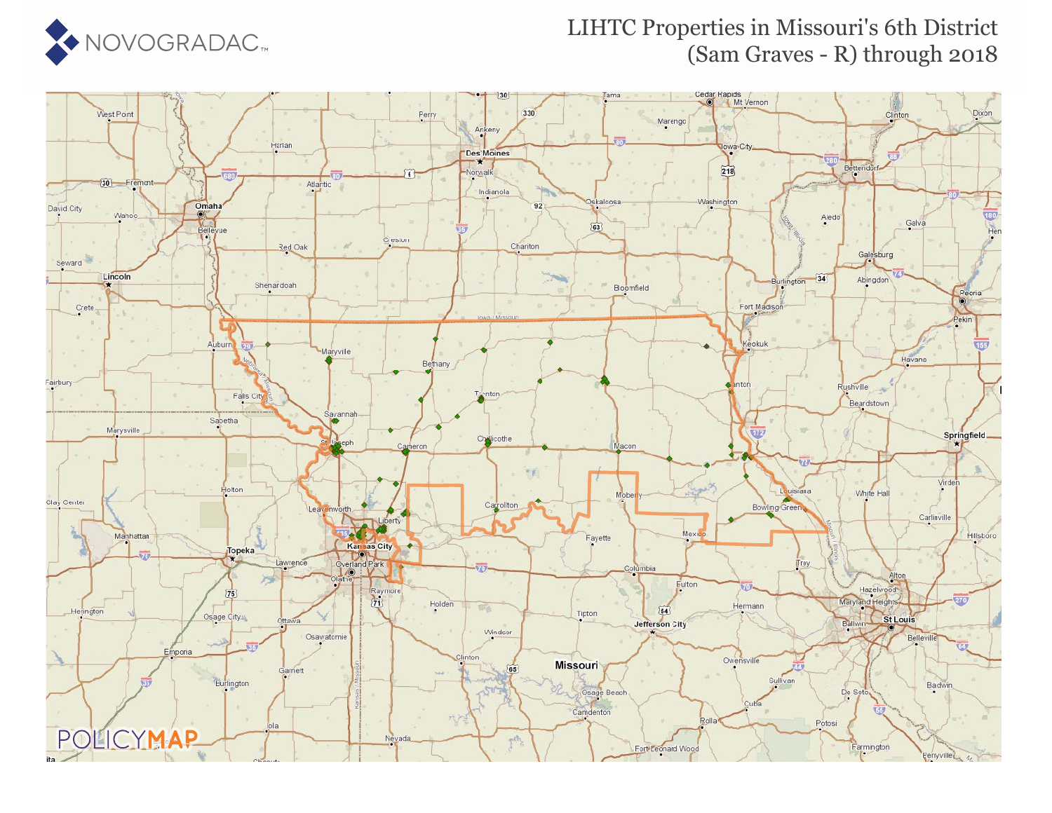# LIHTC Properties in Missouri's 6th District (Sam Graves - R) through 2018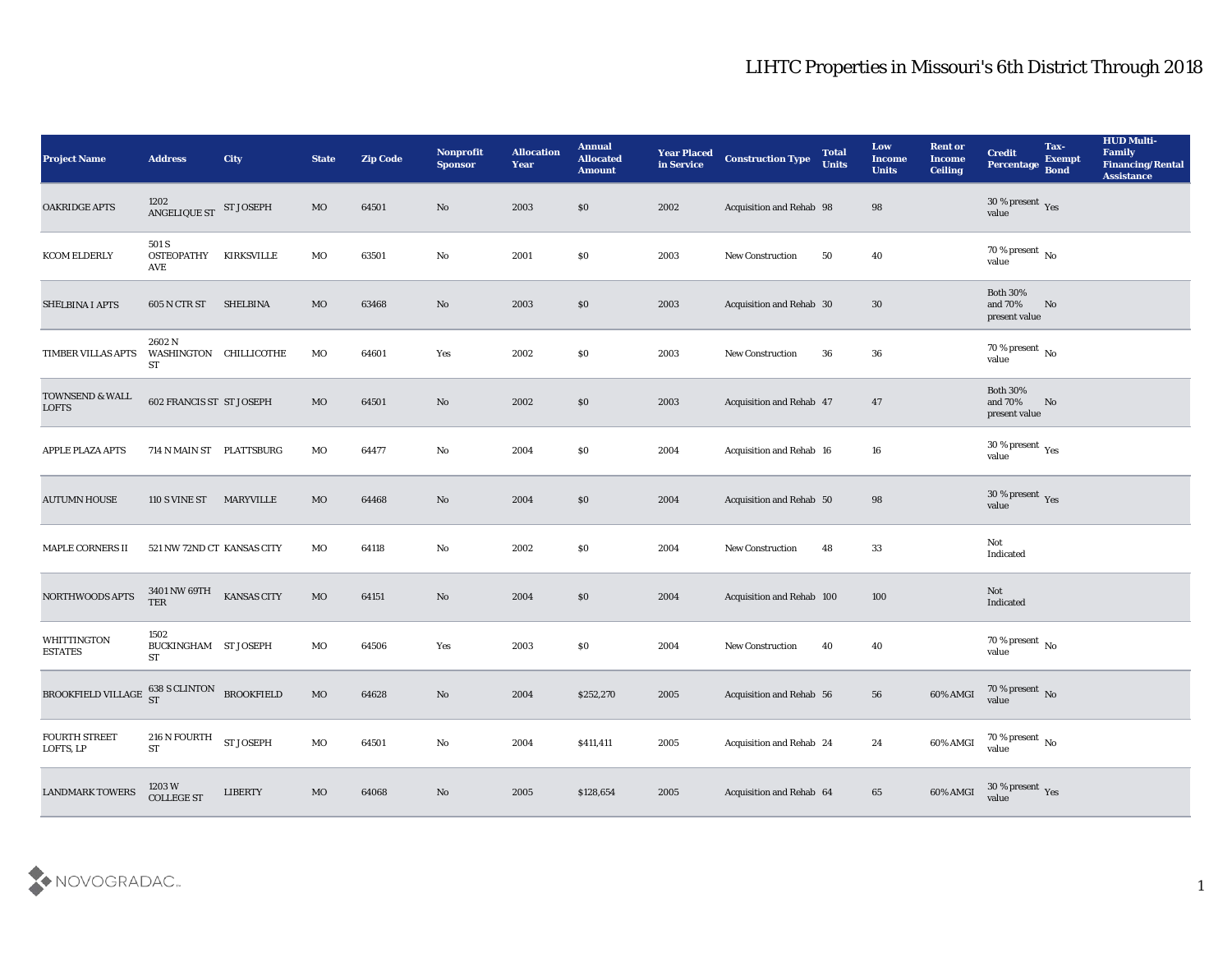# LIHTC Properties in Missouri's 6th District Through 2018

| Project Name | Address | City | State | Zip Code | Nonprofit Sponsor | Allocation Year | Annual Allocated Amount | Year Placed in Service | Construction Type | Total Units | Low Income Units | Rent or Income Ceiling | Credit Percentage | Tax-Exempt Bond | HUD Multi-Family Financing/Rental Assistance |
|---|---|---|---|---|---|---|---|---|---|---|---|---|---|---|---|
| OAKRIDGE APTS | 1202 ANGELIQUE ST | ST JOSEPH | MO | 64501 | No | 2003 | $0 | 2002 | Acquisition and Rehab | 98 | 98 | | 30 % present value | Yes | |
| KCOM ELDERLY | 501 S OSTEOPATHY AVE | KIRKSVILLE | MO | 63501 | No | 2001 | $0 | 2003 | New Construction | 50 | 40 | | 70 % present value | No | |
| SHELBINA I APTS | 605 N CTR ST | SHELBINA | MO | 63468 | No | 2003 | $0 | 2003 | Acquisition and Rehab | 30 | 30 | | Both 30% and 70% present value | No | |
| TIMBER VILLAS APTS | 2602 N WASHINGTON ST | CHILLICOTHE | MO | 64601 | Yes | 2002 | $0 | 2003 | New Construction | 36 | 36 | | 70 % present value | No | |
| TOWNSEND & WALL LOFTS | 602 FRANCIS ST | ST JOSEPH | MO | 64501 | No | 2002 | $0 | 2003 | Acquisition and Rehab | 47 | 47 | | Both 30% and 70% present value | No | |
| APPLE PLAZA APTS | 714 N MAIN ST | PLATTSBURG | MO | 64477 | No | 2004 | $0 | 2004 | Acquisition and Rehab | 16 | 16 | | 30 % present value | Yes | |
| AUTUMN HOUSE | 110 S VINE ST | MARYVILLE | MO | 64468 | No | 2004 | $0 | 2004 | Acquisition and Rehab | 50 | 98 | | 30 % present value | Yes | |
| MAPLE CORNERS II | 521 NW 72ND CT | KANSAS CITY | MO | 64118 | No | 2002 | $0 | 2004 | New Construction | 48 | 33 | | Not Indicated | | |
| NORTHWOODS APTS | 3401 NW 69TH TER | KANSAS CITY | MO | 64151 | No | 2004 | $0 | 2004 | Acquisition and Rehab | 100 | 100 | | Not Indicated | | |
| WHITTINGTON ESTATES | 1502 BUCKINGHAM ST | ST JOSEPH | MO | 64506 | Yes | 2003 | $0 | 2004 | New Construction | 40 | 40 | | 70 % present value | No | |
| BROOKFIELD VILLAGE | 638 S CLINTON ST | BROOKFIELD | MO | 64628 | No | 2004 | $252,270 | 2005 | Acquisition and Rehab | 56 | 56 | 60% AMGI | 70 % present value | No | |
| FOURTH STREET LOFTS, LP | 216 N FOURTH ST | ST JOSEPH | MO | 64501 | No | 2004 | $411,411 | 2005 | Acquisition and Rehab | 24 | 24 | 60% AMGI | 70 % present value | No | |
| LANDMARK TOWERS | 1203 W COLLEGE ST | LIBERTY | MO | 64068 | No | 2005 | $128,654 | 2005 | Acquisition and Rehab | 64 | 65 | 60% AMGI | 30 % present value | Yes | |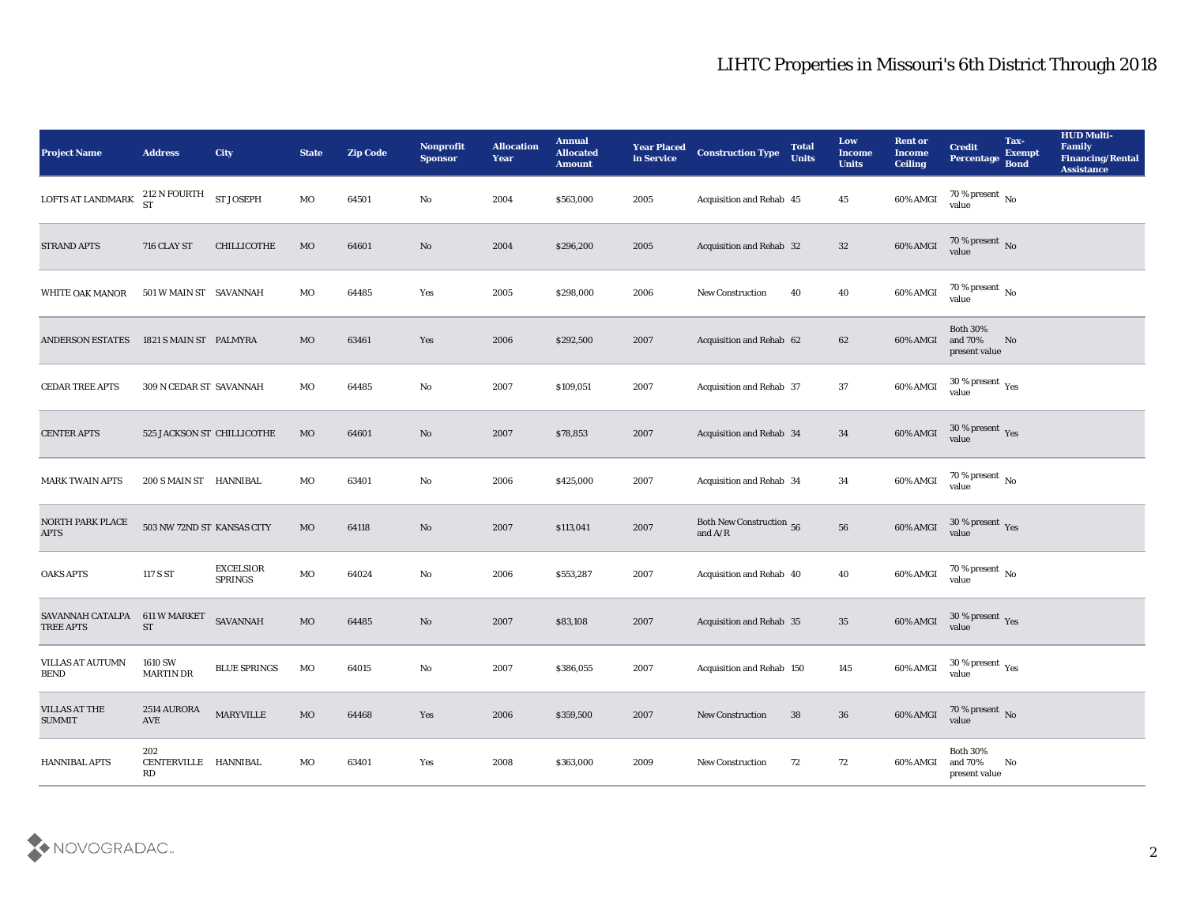# LIHTC Properties in Missouri's 6th District Through 2018

| Project Name | Address | City | State | Zip Code | Nonprofit Sponsor | Allocation Year | Annual Allocated Amount | Year Placed in Service | Construction Type | Total Units | Low Income Units | Rent or Income Ceiling | Credit Percentage | Tax-Exempt Bond | HUD Multi-Family Financing/Rental Assistance |
|---|---|---|---|---|---|---|---|---|---|---|---|---|---|---|---|
| LOFTS AT LANDMARK | 212 N FOURTH ST | ST JOSEPH | MO | 64501 | No | 2004 | $563,000 | 2005 | Acquisition and Rehab | 45 | 45 | 60% AMGI | 70 % present value | No | |
| STRAND APTS | 716 CLAY ST | CHILLICOTHE | MO | 64601 | No | 2004 | $296,200 | 2005 | Acquisition and Rehab | 32 | 32 | 60% AMGI | 70 % present value | No | |
| WHITE OAK MANOR | 501 W MAIN ST | SAVANNAH | MO | 64485 | Yes | 2005 | $298,000 | 2006 | New Construction | 40 | 40 | 60% AMGI | 70 % present value | No | |
| ANDERSON ESTATES | 1821 S MAIN ST | PALMYRA | MO | 63461 | Yes | 2006 | $292,500 | 2007 | Acquisition and Rehab | 62 | 62 | 60% AMGI | Both 30% and 70% present value | No | |
| CEDAR TREE APTS | 309 N CEDAR ST | SAVANNAH | MO | 64485 | No | 2007 | $109,051 | 2007 | Acquisition and Rehab | 37 | 37 | 60% AMGI | 30 % present value | Yes | |
| CENTER APTS | 525 JACKSON ST | CHILLICOTHE | MO | 64601 | No | 2007 | $78,853 | 2007 | Acquisition and Rehab | 34 | 34 | 60% AMGI | 30 % present value | Yes | |
| MARK TWAIN APTS | 200 S MAIN ST | HANNIBAL | MO | 63401 | No | 2006 | $425,000 | 2007 | Acquisition and Rehab | 34 | 34 | 60% AMGI | 70 % present value | No | |
| NORTH PARK PLACE APTS | 503 NW 72ND ST | KANSAS CITY | MO | 64118 | No | 2007 | $113,041 | 2007 | Both New Construction and A/R | 56 | 56 | 60% AMGI | 30 % present value | Yes | |
| OAKS APTS | 117 S ST | EXCELSIOR SPRINGS | MO | 64024 | No | 2006 | $553,287 | 2007 | Acquisition and Rehab | 40 | 40 | 60% AMGI | 70 % present value | No | |
| SAVANNAH CATALPA TREE APTS | 611 W MARKET ST | SAVANNAH | MO | 64485 | No | 2007 | $83,108 | 2007 | Acquisition and Rehab | 35 | 35 | 60% AMGI | 30 % present value | Yes | |
| VILLAS AT AUTUMN BEND | 1610 SW MARTIN DR | BLUE SPRINGS | MO | 64015 | No | 2007 | $386,055 | 2007 | Acquisition and Rehab | 150 | 145 | 60% AMGI | 30 % present value | Yes | |
| VILLAS AT THE SUMMIT | 2514 AURORA AVE | MARYVILLE | MO | 64468 | Yes | 2006 | $359,500 | 2007 | New Construction | 38 | 36 | 60% AMGI | 70 % present value | No | |
| HANNIBAL APTS | 202 CENTERVILLE RD | HANNIBAL | MO | 63401 | Yes | 2008 | $363,000 | 2009 | New Construction | 72 | 72 | 60% AMGI | Both 30% and 70% present value | No | |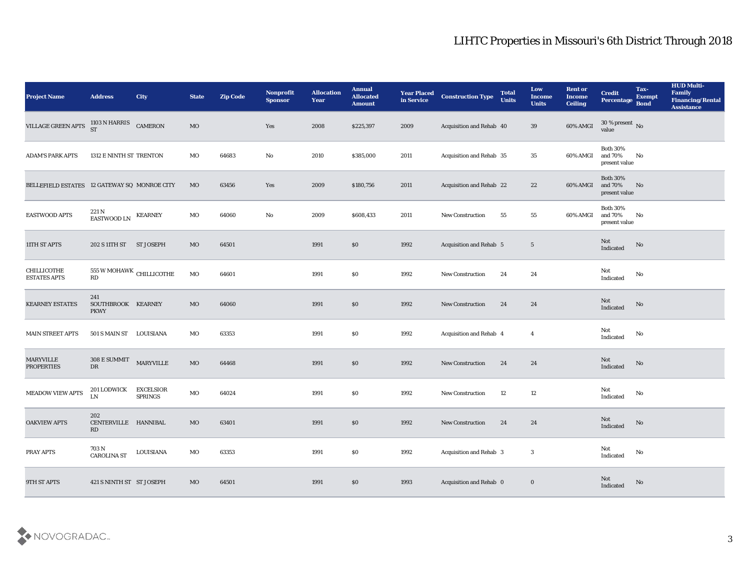# LIHTC Properties in Missouri's 6th District Through 2018

| Project Name | Address | City | State | Zip Code | Nonprofit Sponsor | Allocation Year | Annual Allocated Amount | Year Placed in Service | Construction Type | Total Units | Low Income Units | Rent or Income Ceiling | Credit Percentage | Tax-Exempt Bond | HUD Multi-Family Financing/Rental Assistance |
|---|---|---|---|---|---|---|---|---|---|---|---|---|---|---|---|
| VILLAGE GREEN APTS | 1103 N HARRIS ST | CAMERON | MO | | Yes | 2008 | $225,397 | 2009 | Acquisition and Rehab | 40 | 39 | 60% AMGI | 30 % present value | No | |
| ADAM'S PARK APTS | 1312 E NINTH ST | TRENTON | MO | 64683 | No | 2010 | $385,000 | 2011 | Acquisition and Rehab | 35 | 35 | 60% AMGI | Both 30% and 70% present value | No | |
| BELLEFIELD ESTATES | 12 GATEWAY SQ | MONROE CITY | MO | 63456 | Yes | 2009 | $180,756 | 2011 | Acquisition and Rehab | 22 | 22 | 60% AMGI | Both 30% and 70% present value | No | |
| EASTWOOD APTS | 221 N EASTWOOD LN | KEARNEY | MO | 64060 | No | 2009 | $608,433 | 2011 | New Construction | 55 | 55 | 60% AMGI | Both 30% and 70% present value | No | |
| 11TH ST APTS | 202 S 11TH ST | ST JOSEPH | MO | 64501 | | 1991 | $0 | 1992 | Acquisition and Rehab | 5 | 5 | | Not Indicated | No | |
| CHILLICOTHE ESTATES APTS | 555 W MOHAWK RD | CHILLICOTHE | MO | 64601 | | 1991 | $0 | 1992 | New Construction | 24 | 24 | | Not Indicated | No | |
| KEARNEY ESTATES | 241 SOUTHBROOK PKWY | KEARNEY | MO | 64060 | | 1991 | $0 | 1992 | New Construction | 24 | 24 | | Not Indicated | No | |
| MAIN STREET APTS | 501 S MAIN ST | LOUISIANA | MO | 63353 | | 1991 | $0 | 1992 | Acquisition and Rehab | 4 | 4 | | Not Indicated | No | |
| MARYVILLE PROPERTIES | 308 E SUMMIT DR | MARYVILLE | MO | 64468 | | 1991 | $0 | 1992 | New Construction | 24 | 24 | | Not Indicated | No | |
| MEADOW VIEW APTS | 201 LODWICK LN | EXCELSIOR SPRINGS | MO | 64024 | | 1991 | $0 | 1992 | New Construction | 12 | 12 | | Not Indicated | No | |
| OAKVIEW APTS | 202 CENTERVILLE RD | HANNIBAL | MO | 63401 | | 1991 | $0 | 1992 | New Construction | 24 | 24 | | Not Indicated | No | |
| PRAY APTS | 703 N CAROLINA ST | LOUISIANA | MO | 63353 | | 1991 | $0 | 1992 | Acquisition and Rehab | 3 | 3 | | Not Indicated | No | |
| 9TH ST APTS | 421 S NINTH ST | ST JOSEPH | MO | 64501 | | 1991 | $0 | 1993 | Acquisition and Rehab | 0 | 0 | | Not Indicated | No | |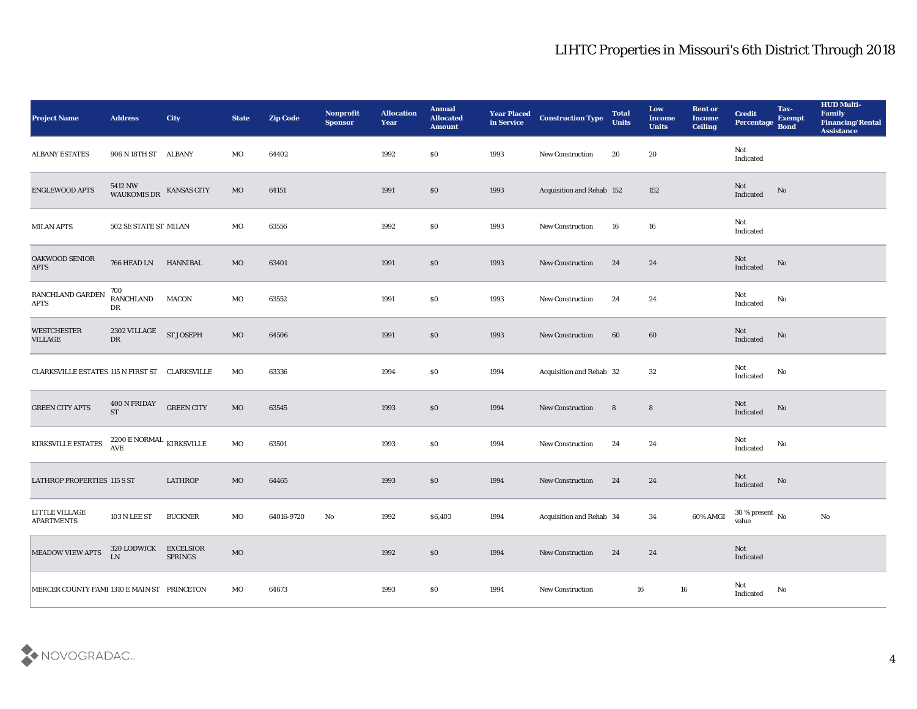| Project Name | Address | City | State | Zip Code | Nonprofit Sponsor | Allocation Year | Annual Allocated Amount | Year Placed in Service | Construction Type | Total Units | Low Income Units | Rent or Income Ceiling | Credit Percentage | Tax-Exempt Bond | HUD Multi-Family Financing/Rental Assistance |
|---|---|---|---|---|---|---|---|---|---|---|---|---|---|---|---|
| ALBANY ESTATES | 906 N 18TH ST | ALBANY | MO | 64402 | | 1992 | $0 | 1993 | New Construction | 20 | 20 | | Not Indicated | | |
| ENGLEWOOD APTS | 5412 NW WAUKOMIS DR | KANSAS CITY | MO | 64151 | | 1991 | $0 | 1993 | Acquisition and Rehab | 152 | 152 | | Not Indicated | No | |
| MILAN APTS | 502 SE STATE ST | MILAN | MO | 63556 | | 1992 | $0 | 1993 | New Construction | 16 | 16 | | Not Indicated | | |
| OAKWOOD SENIOR APTS | 766 HEAD LN | HANNIBAL | MO | 63401 | | 1991 | $0 | 1993 | New Construction | 24 | 24 | | Not Indicated | No | |
| RANCHLAND GARDEN APTS | 700 RANCHLAND DR | MACON | MO | 63552 | | 1991 | $0 | 1993 | New Construction | 24 | 24 | | Not Indicated | No | |
| WESTCHESTER VILLAGE | 2302 VILLAGE DR | ST JOSEPH | MO | 64506 | | 1991 | $0 | 1993 | New Construction | 60 | 60 | | Not Indicated | No | |
| CLARKSVILLE ESTATES | 115 N FIRST ST | CLARKSVILLE | MO | 63336 | | 1994 | $0 | 1994 | Acquisition and Rehab | 32 | 32 | | Not Indicated | No | |
| GREEN CITY APTS | 400 N FRIDAY ST | GREEN CITY | MO | 63545 | | 1993 | $0 | 1994 | New Construction | 8 | 8 | | Not Indicated | No | |
| KIRKSVILLE ESTATES | 2200 E NORMAL AVE | KIRKSVILLE | MO | 63501 | | 1993 | $0 | 1994 | New Construction | 24 | 24 | | Not Indicated | No | |
| LATHROP PROPERTIES | 115 S ST | LATHROP | MO | 64465 | | 1993 | $0 | 1994 | New Construction | 24 | 24 | | Not Indicated | No | |
| LITTLE VILLAGE APARTMENTS | 103 N LEE ST | BUCKNER | MO | 64016-9720 | No | 1992 | $6,403 | 1994 | Acquisition and Rehab | 34 | 34 | 60% AMGI | 30 % present value | No | No |
| MEADOW VIEW APTS | 320 LODWICK LN | EXCELSIOR SPRINGS | MO | | | 1992 | $0 | 1994 | New Construction | 24 | 24 | | Not Indicated | | |
| MERCER COUNTY FAMI | 1310 E MAIN ST | PRINCETON | MO | 64673 | | 1993 | $0 | 1994 | New Construction | 16 | 16 | | Not Indicated | No | |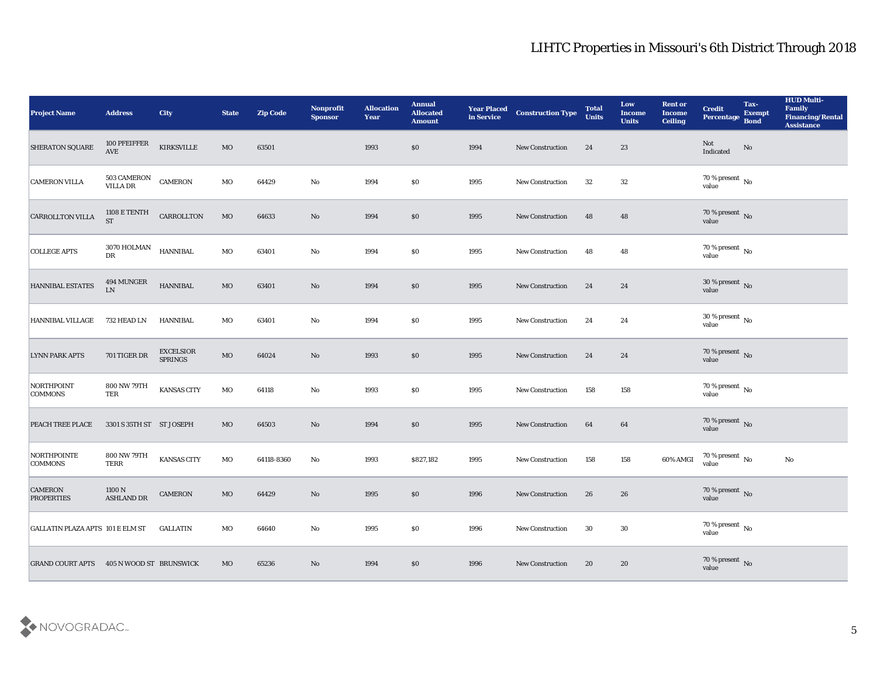# LIHTC Properties in Missouri's 6th District Through 2018

| Project Name | Address | City | State | Zip Code | Nonprofit Sponsor | Allocation Year | Annual Allocated Amount | Year Placed in Service | Construction Type | Total Units | Low Income Units | Rent or Income Ceiling | Credit Percentage | Tax-Exempt Bond | HUD Multi-Family Financing/Rental Assistance |
|---|---|---|---|---|---|---|---|---|---|---|---|---|---|---|---|
| SHERATON SQUARE | 100 PFEIFFER AVE | KIRKSVILLE | MO | 63501 | | 1993 | $0 | 1994 | New Construction | 24 | 23 | | Not Indicated | No | |
| CAMERON VILLA | 503 CAMERON VILLA DR | CAMERON | MO | 64429 | No | 1994 | $0 | 1995 | New Construction | 32 | 32 | | 70 % present value | No | |
| CARROLLTON VILLA | 1108 E TENTH ST | CARROLLTON | MO | 64633 | No | 1994 | $0 | 1995 | New Construction | 48 | 48 | | 70 % present value | No | |
| COLLEGE APTS | 3070 HOLMAN DR | HANNIBAL | MO | 63401 | No | 1994 | $0 | 1995 | New Construction | 48 | 48 | | 70 % present value | No | |
| HANNIBAL ESTATES | 494 MUNGER LN | HANNIBAL | MO | 63401 | No | 1994 | $0 | 1995 | New Construction | 24 | 24 | | 30 % present value | No | |
| HANNIBAL VILLAGE | 732 HEAD LN | HANNIBAL | MO | 63401 | No | 1994 | $0 | 1995 | New Construction | 24 | 24 | | 30 % present value | No | |
| LYNN PARK APTS | 701 TIGER DR | EXCELSIOR SPRINGS | MO | 64024 | No | 1993 | $0 | 1995 | New Construction | 24 | 24 | | 70 % present value | No | |
| NORTHPOINT COMMONS | 800 NW 79TH TER | KANSAS CITY | MO | 64118 | No | 1993 | $0 | 1995 | New Construction | 158 | 158 | | 70 % present value | No | |
| PEACH TREE PLACE | 3301 S 35TH ST | ST JOSEPH | MO | 64503 | No | 1994 | $0 | 1995 | New Construction | 64 | 64 | | 70 % present value | No | |
| NORTHPOINTE COMMONS | 800 NW 79TH TERR | KANSAS CITY | MO | 64118-8360 | No | 1993 | $827,182 | 1995 | New Construction | 158 | 158 | 60% AMGI | 70 % present value | No | No |
| CAMERON PROPERTIES | 1100 N ASHLAND DR | CAMERON | MO | 64429 | No | 1995 | $0 | 1996 | New Construction | 26 | 26 | | 70 % present value | No | |
| GALLATIN PLAZA APTS | 101 E ELM ST | GALLATIN | MO | 64640 | No | 1995 | $0 | 1996 | New Construction | 30 | 30 | | 70 % present value | No | |
| GRAND COURT APTS | 405 N WOOD ST | BRUNSWICK | MO | 65236 | No | 1994 | $0 | 1996 | New Construction | 20 | 20 | | 70 % present value | No | |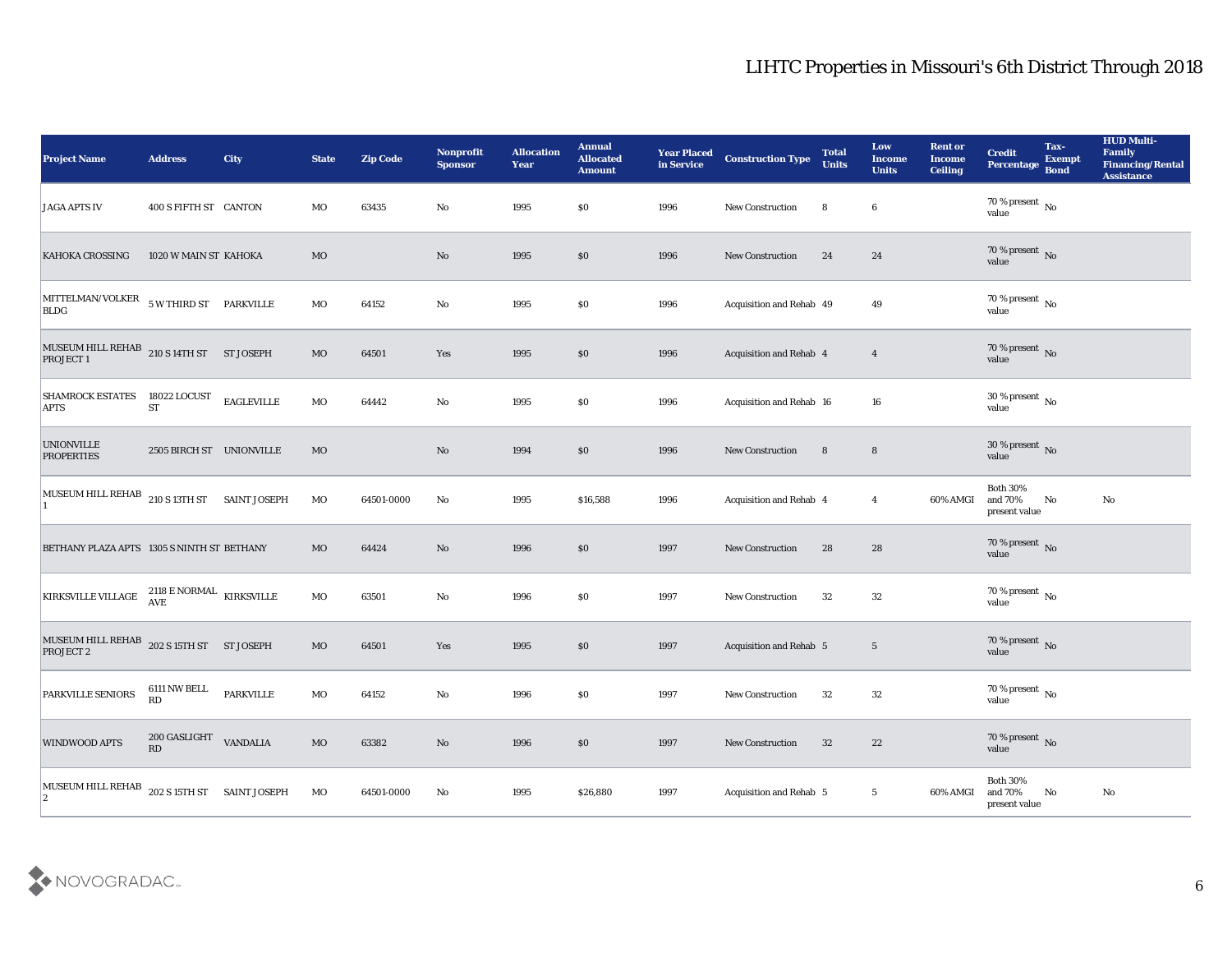# LIHTC Properties in Missouri's 6th District Through 2018

| Project Name | Address | City | State | Zip Code | Nonprofit Sponsor | Allocation Year | Annual Allocated Amount | Year Placed in Service | Construction Type | Total Units | Low Income Units | Rent or Income Ceiling | Credit Percentage | Tax-Exempt Bond | HUD Multi-Family Financing/Rental Assistance |
|---|---|---|---|---|---|---|---|---|---|---|---|---|---|---|---|
| JAGA APTS IV | 400 S FIFTH ST | CANTON | MO | 63435 | No | 1995 | $0 | 1996 | New Construction | 8 | 6 | | 70 % present value | No | |
| KAHOKA CROSSING | 1020 W MAIN ST | KAHOKA | MO | | No | 1995 | $0 | 1996 | New Construction | 24 | 24 | | 70 % present value | No | |
| MITTELMAN/VOLKER BLDG | 5 W THIRD ST | PARKVILLE | MO | 64152 | No | 1995 | $0 | 1996 | Acquisition and Rehab | 49 | 49 | | 70 % present value | No | |
| MUSEUM HILL REHAB PROJECT 1 | 210 S 14TH ST | ST JOSEPH | MO | 64501 | Yes | 1995 | $0 | 1996 | Acquisition and Rehab | 4 | 4 | | 70 % present value | No | |
| SHAMROCK ESTATES APTS | 18022 LOCUST ST | EAGLEVILLE | MO | 64442 | No | 1995 | $0 | 1996 | Acquisition and Rehab | 16 | 16 | | 30 % present value | No | |
| UNIONVILLE PROPERTIES | 2505 BIRCH ST | UNIONVILLE | MO | | No | 1994 | $0 | 1996 | New Construction | 8 | 8 | | 30 % present value | No | |
| MUSEUM HILL REHAB 1 | 210 S 13TH ST | SAINT JOSEPH | MO | 64501-0000 | No | 1995 | $16,588 | 1996 | Acquisition and Rehab | 4 | 4 | 60% AMGI | Both 30% and 70% present value | No | No |
| BETHANY PLAZA APTS | 1305 S NINTH ST | BETHANY | MO | 64424 | No | 1996 | $0 | 1997 | New Construction | 28 | 28 | | 70 % present value | No | |
| KIRKSVILLE VILLAGE | 2118 E NORMAL AVE | KIRKSVILLE | MO | 63501 | No | 1996 | $0 | 1997 | New Construction | 32 | 32 | | 70 % present value | No | |
| MUSEUM HILL REHAB PROJECT 2 | 202 S 15TH ST | ST JOSEPH | MO | 64501 | Yes | 1995 | $0 | 1997 | Acquisition and Rehab | 5 | 5 | | 70 % present value | No | |
| PARKVILLE SENIORS | 6111 NW BELL RD | PARKVILLE | MO | 64152 | No | 1996 | $0 | 1997 | New Construction | 32 | 32 | | 70 % present value | No | |
| WINDWOOD APTS | 200 GASLIGHT RD | VANDALIA | MO | 63382 | No | 1996 | $0 | 1997 | New Construction | 32 | 22 | | 70 % present value | No | |
| MUSEUM HILL REHAB 2 | 202 S 15TH ST | SAINT JOSEPH | MO | 64501-0000 | No | 1995 | $26,880 | 1997 | Acquisition and Rehab | 5 | 5 | 60% AMGI | Both 30% and 70% present value | No | No |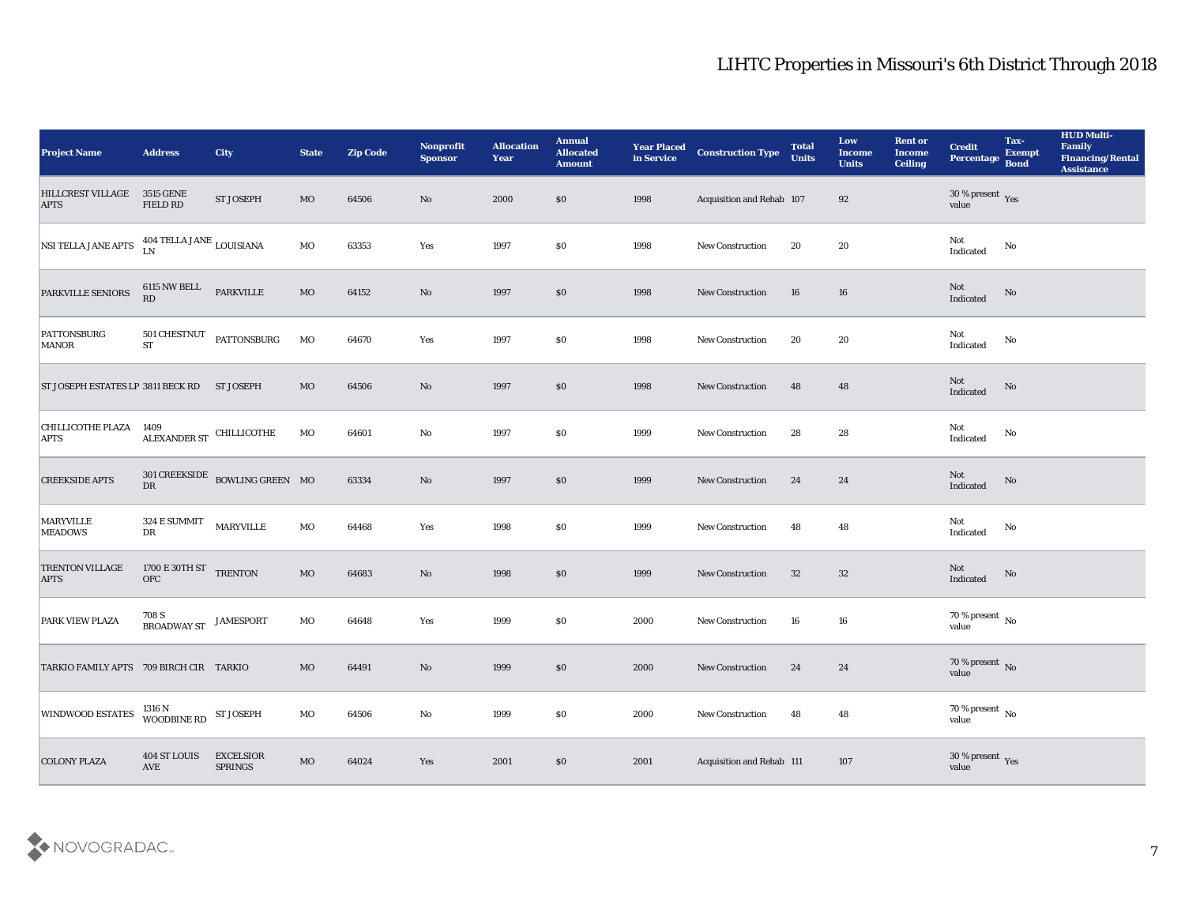# LIHTC Properties in Missouri's 6th District Through 2018

| Project Name | Address | City | State | Zip Code | Nonprofit Sponsor | Allocation Year | Annual Allocated Amount | Year Placed in Service | Construction Type | Total Units | Low Income Units | Rent or Income Ceiling | Credit Percentage | Tax-Exempt Bond | HUD Multi-Family Financing/Rental Assistance |
|---|---|---|---|---|---|---|---|---|---|---|---|---|---|---|---|
| HILLCREST VILLAGE APTS | 3515 GENE FIELD RD | ST JOSEPH | MO | 64506 | No | 2000 | $0 | 1998 | Acquisition and Rehab | 107 | 92 | | 30 % present value | Yes | |
| NSI TELLA JANE APTS | 404 TELLA JANE LN | LOUISIANA | MO | 63353 | Yes | 1997 | $0 | 1998 | New Construction | 20 | 20 | | Not Indicated | No | |
| PARKVILLE SENIORS | 6115 NW BELL RD | PARKVILLE | MO | 64152 | No | 1997 | $0 | 1998 | New Construction | 16 | 16 | | Not Indicated | No | |
| PATTONSBURG MANOR | 501 CHESTNUT ST | PATTONSBURG | MO | 64670 | Yes | 1997 | $0 | 1998 | New Construction | 20 | 20 | | Not Indicated | No | |
| ST JOSEPH ESTATES LP | 3811 BECK RD | ST JOSEPH | MO | 64506 | No | 1997 | $0 | 1998 | New Construction | 48 | 48 | | Not Indicated | No | |
| CHILLICOTHE PLAZA APTS | 1409 ALEXANDER ST | CHILLICOTHE | MO | 64601 | No | 1997 | $0 | 1999 | New Construction | 28 | 28 | | Not Indicated | No | |
| CREEKSIDE APTS | 301 CREEKSIDE DR | BOWLING GREEN | MO | 63334 | No | 1997 | $0 | 1999 | New Construction | 24 | 24 | | Not Indicated | No | |
| MARYVILLE MEADOWS | 324 E SUMMIT DR | MARYVILLE | MO | 64468 | Yes | 1998 | $0 | 1999 | New Construction | 48 | 48 | | Not Indicated | No | |
| TRENTON VILLAGE APTS | 1700 E 30TH ST OFC | TRENTON | MO | 64683 | No | 1998 | $0 | 1999 | New Construction | 32 | 32 | | Not Indicated | No | |
| PARK VIEW PLAZA | 708 S BROADWAY ST | JAMESPORT | MO | 64648 | Yes | 1999 | $0 | 2000 | New Construction | 16 | 16 | | 70 % present value | No | |
| TARKIO FAMILY APTS | 709 BIRCH CIR | TARKIO | MO | 64491 | No | 1999 | $0 | 2000 | New Construction | 24 | 24 | | 70 % present value | No | |
| WINDWOOD ESTATES | 1316 N WOODBINE RD | ST JOSEPH | MO | 64506 | No | 1999 | $0 | 2000 | New Construction | 48 | 48 | | 70 % present value | No | |
| COLONY PLAZA | 404 ST LOUIS AVE | EXCELSIOR SPRINGS | MO | 64024 | Yes | 2001 | $0 | 2001 | Acquisition and Rehab | 111 | 107 | | 30 % present value | Yes | |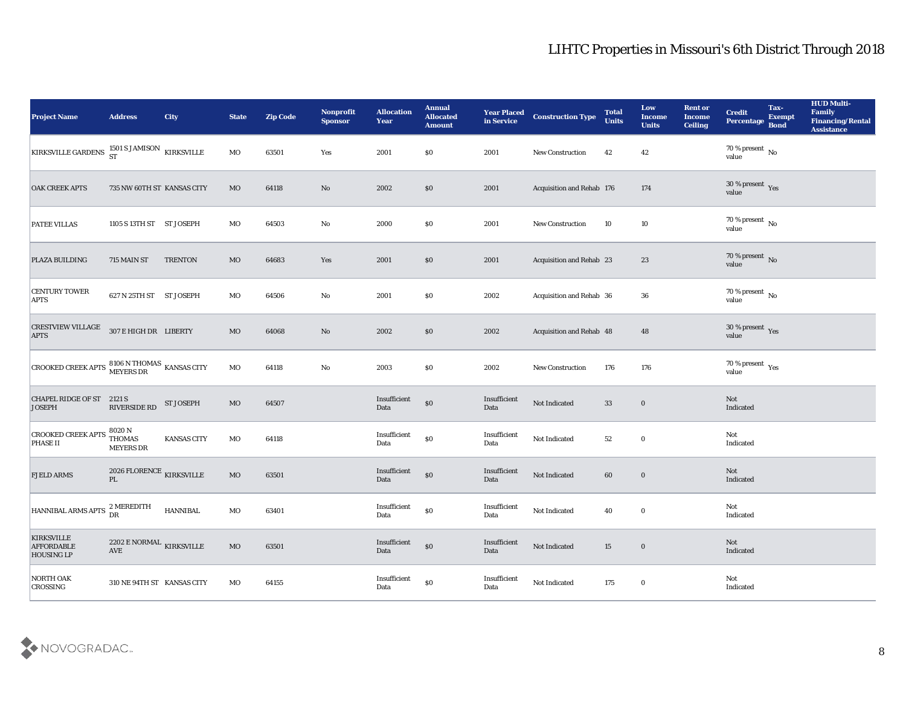# LIHTC Properties in Missouri's 6th District Through 2018

| Project Name | Address | City | State | Zip Code | Nonprofit Sponsor | Allocation Year | Annual Allocated Amount | Year Placed in Service | Construction Type | Total Units | Low Income Units | Rent or Income Ceiling | Credit Percentage | Tax-Exempt Bond | HUD Multi-Family Financing/Rental Assistance |
|---|---|---|---|---|---|---|---|---|---|---|---|---|---|---|---|
| KIRKSVILLE GARDENS | 1501 S JAMISON ST | KIRKSVILLE | MO | 63501 | Yes | 2001 | $0 | 2001 | New Construction | 42 | 42 | | 70 % present value | No | |
| OAK CREEK APTS | 735 NW 60TH ST | KANSAS CITY | MO | 64118 | No | 2002 | $0 | 2001 | Acquisition and Rehab | 176 | 174 | | 30 % present value | Yes | |
| PATEE VILLAS | 1105 S 13TH ST | ST JOSEPH | MO | 64503 | No | 2000 | $0 | 2001 | New Construction | 10 | 10 | | 70 % present value | No | |
| PLAZA BUILDING | 715 MAIN ST | TRENTON | MO | 64683 | Yes | 2001 | $0 | 2001 | Acquisition and Rehab | 23 | 23 | | 70 % present value | No | |
| CENTURY TOWER APTS | 627 N 25TH ST | ST JOSEPH | MO | 64506 | No | 2001 | $0 | 2002 | Acquisition and Rehab | 36 | 36 | | 70 % present value | No | |
| CRESTVIEW VILLAGE APTS | 307 E HIGH DR | LIBERTY | MO | 64068 | No | 2002 | $0 | 2002 | Acquisition and Rehab | 48 | 48 | | 30 % present value | Yes | |
| CROOKED CREEK APTS | 8106 N THOMAS MEYERS DR | KANSAS CITY | MO | 64118 | No | 2003 | $0 | 2002 | New Construction | 176 | 176 | | 70 % present value | Yes | |
| CHAPEL RIDGE OF ST JOSEPH | 2121 S RIVERSIDE RD | ST JOSEPH | MO | 64507 | | Insufficient Data | $0 | Insufficient Data | Not Indicated | 33 | 0 | | Not Indicated | | |
| CROOKED CREEK APTS PHASE II | 8020 N THOMAS MEYERS DR | KANSAS CITY | MO | 64118 | | Insufficient Data | $0 | Insufficient Data | Not Indicated | 52 | 0 | | Not Indicated | | |
| FJELD ARMS | 2026 FLORENCE PL | KIRKSVILLE | MO | 63501 | | Insufficient Data | $0 | Insufficient Data | Not Indicated | 60 | 0 | | Not Indicated | | |
| HANNIBAL ARMS APTS | 2 MEREDITH DR | HANNIBAL | MO | 63401 | | Insufficient Data | $0 | Insufficient Data | Not Indicated | 40 | 0 | | Not Indicated | | |
| KIRKSVILLE AFFORDABLE HOUSING LP | 2202 E NORMAL AVE | KIRKSVILLE | MO | 63501 | | Insufficient Data | $0 | Insufficient Data | Not Indicated | 15 | 0 | | Not Indicated | | |
| NORTH OAK CROSSING | 310 NE 94TH ST | KANSAS CITY | MO | 64155 | | Insufficient Data | $0 | Insufficient Data | Not Indicated | 175 | 0 | | Not Indicated | | |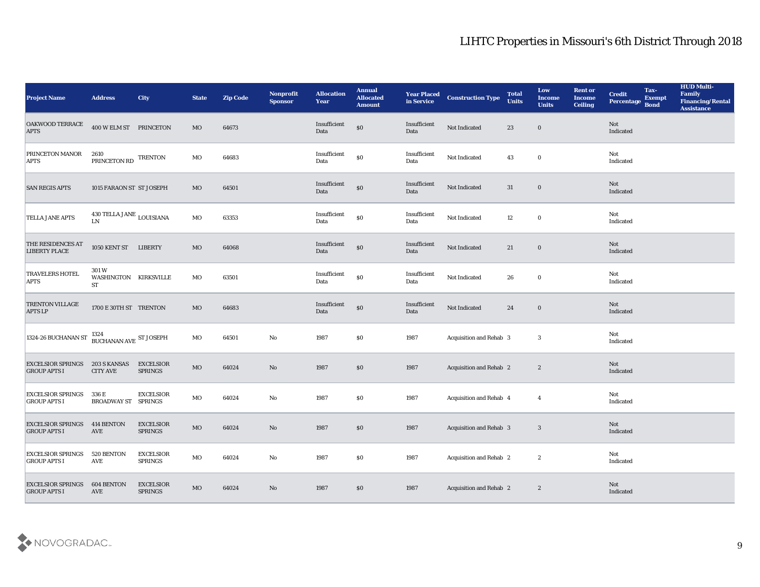# LIHTC Properties in Missouri's 6th District Through 2018

| Project Name | Address | City | State | Zip Code | Nonprofit Sponsor | Allocation Year | Annual Allocated Amount | Year Placed in Service | Construction Type | Total Units | Low Income Units | Rent or Income Ceiling | Credit Percentage | Tax-Exempt Bond | HUD Multi-Family Financing/Rental Assistance |
|---|---|---|---|---|---|---|---|---|---|---|---|---|---|---|---|
| OAKWOOD TERRACE APTS | 400 W ELM ST | PRINCETON | MO | 64673 | | Insufficient Data | $0 | Insufficient Data | Not Indicated | 23 | 0 | | Not Indicated | | |
| PRINCETON MANOR APTS | 2610 PRINCETON RD | TRENTON | MO | 64683 | | Insufficient Data | $0 | Insufficient Data | Not Indicated | 43 | 0 | | Not Indicated | | |
| SAN REGIS APTS | 1015 FARAON ST | ST JOSEPH | MO | 64501 | | Insufficient Data | $0 | Insufficient Data | Not Indicated | 31 | 0 | | Not Indicated | | |
| TELLA JANE APTS | 430 TELLA JANE LN | LOUISIANA | MO | 63353 | | Insufficient Data | $0 | Insufficient Data | Not Indicated | 12 | 0 | | Not Indicated | | |
| THE RESIDENCES AT LIBERTY PLACE | 1050 KENT ST | LIBERTY | MO | 64068 | | Insufficient Data | $0 | Insufficient Data | Not Indicated | 21 | 0 | | Not Indicated | | |
| TRAVELERS HOTEL APTS | 301 W WASHINGTON ST | KIRKSVILLE | MO | 63501 | | Insufficient Data | $0 | Insufficient Data | Not Indicated | 26 | 0 | | Not Indicated | | |
| TRENTON VILLAGE APTS LP | 1700 E 30TH ST | TRENTON | MO | 64683 | | Insufficient Data | $0 | Insufficient Data | Not Indicated | 24 | 0 | | Not Indicated | | |
| 1324-26 BUCHANAN ST | 1324 BUCHANAN AVE | ST JOSEPH | MO | 64501 | No | 1987 | $0 | 1987 | Acquisition and Rehab | 3 | 3 | | Not Indicated | | |
| EXCELSIOR SPRINGS GROUP APTS I | 203 S KANSAS CITY AVE | EXCELSIOR SPRINGS | MO | 64024 | No | 1987 | $0 | 1987 | Acquisition and Rehab | 2 | 2 | | Not Indicated | | |
| EXCELSIOR SPRINGS GROUP APTS I | 336 E BROADWAY ST | EXCELSIOR SPRINGS | MO | 64024 | No | 1987 | $0 | 1987 | Acquisition and Rehab | 4 | 4 | | Not Indicated | | |
| EXCELSIOR SPRINGS GROUP APTS I | 414 BENTON AVE | EXCELSIOR SPRINGS | MO | 64024 | No | 1987 | $0 | 1987 | Acquisition and Rehab | 3 | 3 | | Not Indicated | | |
| EXCELSIOR SPRINGS GROUP APTS I | 520 BENTON AVE | EXCELSIOR SPRINGS | MO | 64024 | No | 1987 | $0 | 1987 | Acquisition and Rehab | 2 | 2 | | Not Indicated | | |
| EXCELSIOR SPRINGS GROUP APTS I | 604 BENTON AVE | EXCELSIOR SPRINGS | MO | 64024 | No | 1987 | $0 | 1987 | Acquisition and Rehab | 2 | 2 | | Not Indicated | | |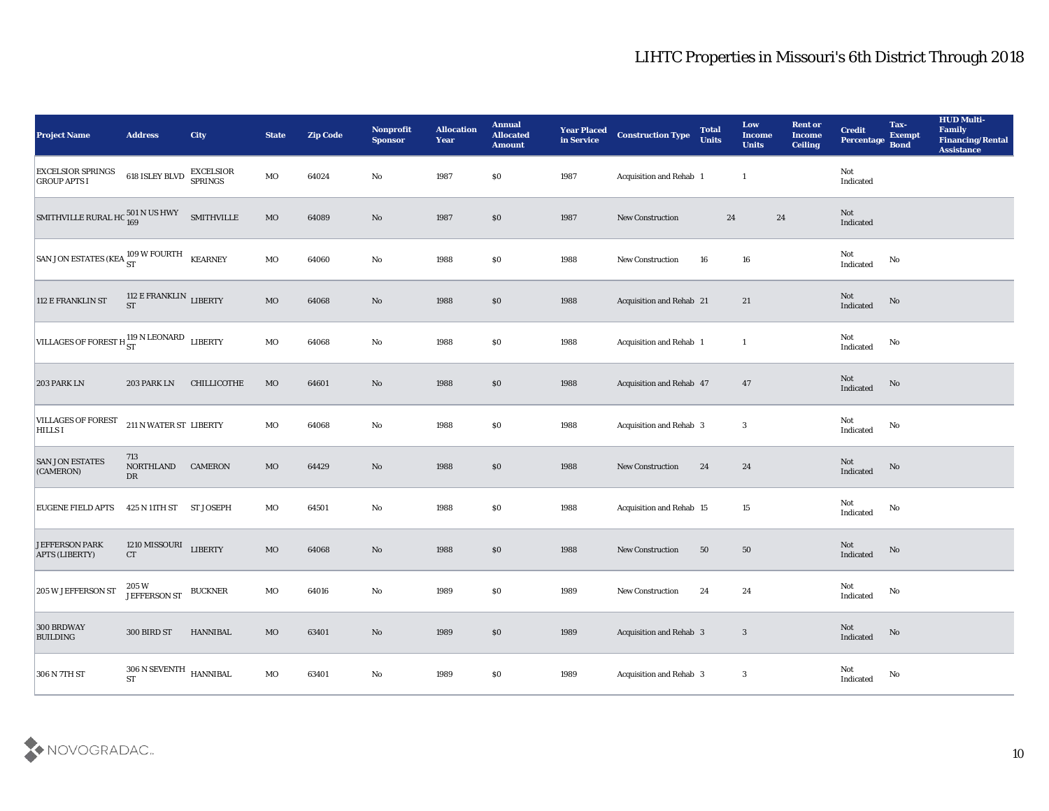# LIHTC Properties in Missouri's 6th District Through 2018

| Project Name | Address | City | State | Zip Code | Nonprofit Sponsor | Allocation Year | Annual Allocated Amount | Year Placed in Service | Construction Type | Total Units | Low Income Units | Rent or Income Ceiling | Credit Percentage | Tax-Exempt Bond | HUD Multi-Family Financing/Rental Assistance |
|---|---|---|---|---|---|---|---|---|---|---|---|---|---|---|---|
| EXCELSIOR SPRINGS GROUP APTS I | 618 ISLEY BLVD | EXCELSIOR SPRINGS | MO | 64024 | No | 1987 | $0 | 1987 | Acquisition and Rehab | 1 | 1 | | Not Indicated | | |
| SMITHVILLE RURAL HO | 501 N US HWY 169 | SMITHVILLE | MO | 64089 | No | 1987 | $0 | 1987 | New Construction | 24 | 24 | | Not Indicated | | |
| SAN JON ESTATES (KEA | 109 W FOURTH ST | KEARNEY | MO | 64060 | No | 1988 | $0 | 1988 | New Construction | 16 | 16 | | Not Indicated | No | |
| 112 E FRANKLIN ST | 112 E FRANKLIN ST | LIBERTY | MO | 64068 | No | 1988 | $0 | 1988 | Acquisition and Rehab | 21 | 21 | | Not Indicated | No | |
| VILLAGES OF FOREST H | 119 N LEONARD ST | LIBERTY | MO | 64068 | No | 1988 | $0 | 1988 | Acquisition and Rehab | 1 | 1 | | Not Indicated | No | |
| 203 PARK LN | 203 PARK LN | CHILLICOTHE | MO | 64601 | No | 1988 | $0 | 1988 | Acquisition and Rehab | 47 | 47 | | Not Indicated | No | |
| VILLAGES OF FOREST HILLS I | 211 N WATER ST | LIBERTY | MO | 64068 | No | 1988 | $0 | 1988 | Acquisition and Rehab | 3 | 3 | | Not Indicated | No | |
| SAN JON ESTATES (CAMERON) | 713 NORTHLAND DR | CAMERON | MO | 64429 | No | 1988 | $0 | 1988 | New Construction | 24 | 24 | | Not Indicated | No | |
| EUGENE FIELD APTS | 425 N 11TH ST | ST JOSEPH | MO | 64501 | No | 1988 | $0 | 1988 | Acquisition and Rehab | 15 | 15 | | Not Indicated | No | |
| JEFFERSON PARK APTS (LIBERTY) | 1210 MISSOURI CT | LIBERTY | MO | 64068 | No | 1988 | $0 | 1988 | New Construction | 50 | 50 | | Not Indicated | No | |
| 205 W JEFFERSON ST | 205 W JEFFERSON ST | BUCKNER | MO | 64016 | No | 1989 | $0 | 1989 | New Construction | 24 | 24 | | Not Indicated | No | |
| 300 BRDWAY BUILDING | 300 BIRD ST | HANNIBAL | MO | 63401 | No | 1989 | $0 | 1989 | Acquisition and Rehab | 3 | 3 | | Not Indicated | No | |
| 306 N 7TH ST | 306 N SEVENTH ST | HANNIBAL | MO | 63401 | No | 1989 | $0 | 1989 | Acquisition and Rehab | 3 | 3 | | Not Indicated | No | |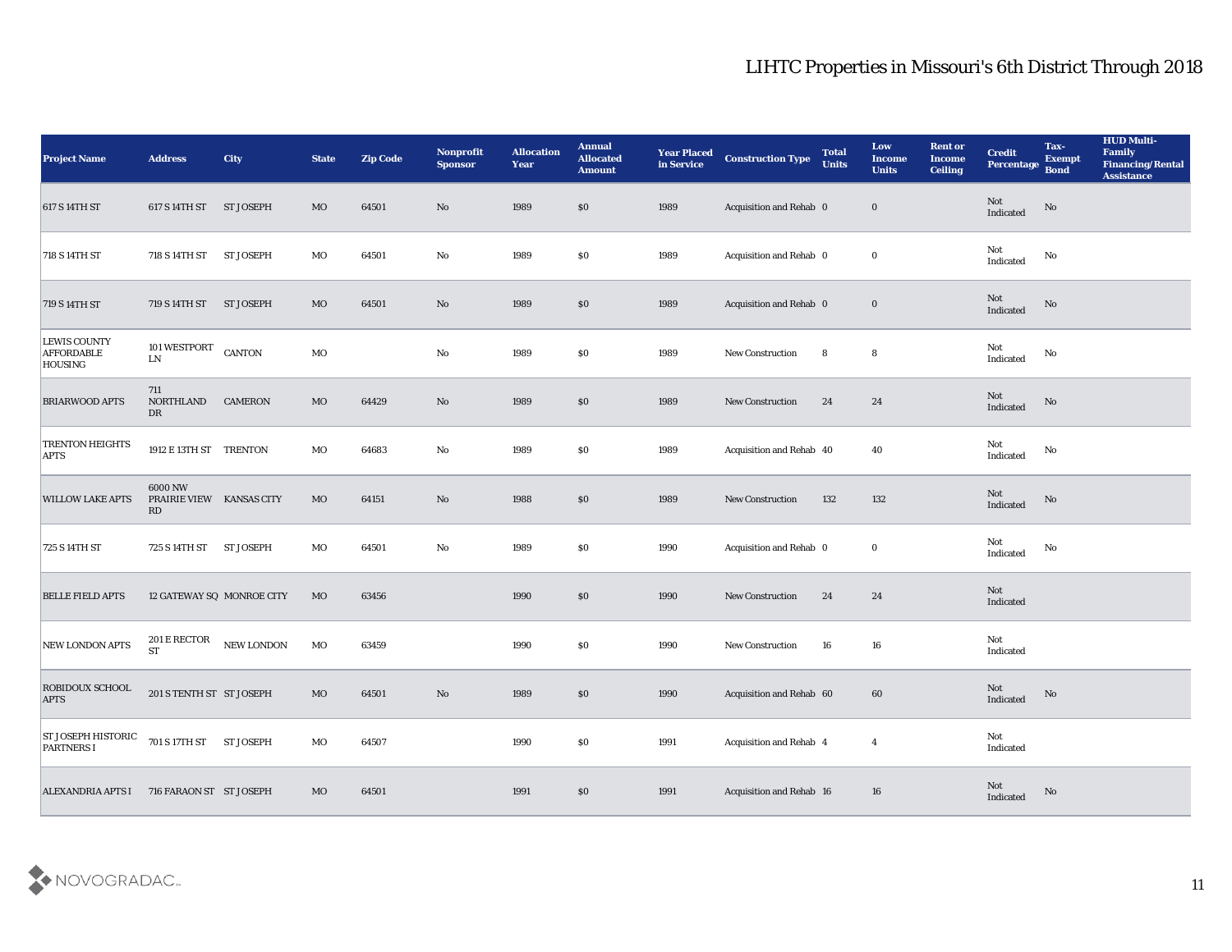# LIHTC Properties in Missouri's 6th District Through 2018

| Project Name | Address | City | State | Zip Code | Nonprofit Sponsor | Allocation Year | Annual Allocated Amount | Year Placed in Service | Construction Type | Total Units | Low Income Units | Rent or Income Ceiling | Credit Percentage | Tax-Exempt Bond | HUD Multi-Family Financing/Rental Assistance |
|---|---|---|---|---|---|---|---|---|---|---|---|---|---|---|---|
| 617 S 14TH ST | 617 S 14TH ST | ST JOSEPH | MO | 64501 | No | 1989 | $0 | 1989 | Acquisition and Rehab | 0 | 0 | | Not Indicated | No | |
| 718 S 14TH ST | 718 S 14TH ST | ST JOSEPH | MO | 64501 | No | 1989 | $0 | 1989 | Acquisition and Rehab | 0 | 0 | | Not Indicated | No | |
| 719 S 14TH ST | 719 S 14TH ST | ST JOSEPH | MO | 64501 | No | 1989 | $0 | 1989 | Acquisition and Rehab | 0 | 0 | | Not Indicated | No | |
| LEWIS COUNTY AFFORDABLE HOUSING | 101 WESTPORT LN | CANTON | MO | | No | 1989 | $0 | 1989 | New Construction | 8 | 8 | | Not Indicated | No | |
| BRIARWOOD APTS | 711 NORTHLAND DR | CAMERON | MO | 64429 | No | 1989 | $0 | 1989 | New Construction | 24 | 24 | | Not Indicated | No | |
| TRENTON HEIGHTS APTS | 1912 E 13TH ST | TRENTON | MO | 64683 | No | 1989 | $0 | 1989 | Acquisition and Rehab | 40 | 40 | | Not Indicated | No | |
| WILLOW LAKE APTS | 6000 NW PRAIRIE VIEW RD | KANSAS CITY | MO | 64151 | No | 1988 | $0 | 1989 | New Construction | 132 | 132 | | Not Indicated | No | |
| 725 S 14TH ST | 725 S 14TH ST | ST JOSEPH | MO | 64501 | No | 1989 | $0 | 1990 | Acquisition and Rehab | 0 | 0 | | Not Indicated | No | |
| BELLE FIELD APTS | 12 GATEWAY SQ | MONROE CITY | MO | 63456 | | 1990 | $0 | 1990 | New Construction | 24 | 24 | | Not Indicated | | |
| NEW LONDON APTS | 201 E RECTOR ST | NEW LONDON | MO | 63459 | | 1990 | $0 | 1990 | New Construction | 16 | 16 | | Not Indicated | | |
| ROBIDOUX SCHOOL APTS | 201 S TENTH ST | ST JOSEPH | MO | 64501 | No | 1989 | $0 | 1990 | Acquisition and Rehab | 60 | 60 | | Not Indicated | No | |
| ST JOSEPH HISTORIC PARTNERS I | 701 S 17TH ST | ST JOSEPH | MO | 64507 | | 1990 | $0 | 1991 | Acquisition and Rehab | 4 | 4 | | Not Indicated | | |
| ALEXANDRIA APTS I | 716 FARAON ST | ST JOSEPH | MO | 64501 | | 1991 | $0 | 1991 | Acquisition and Rehab | 16 | 16 | | Not Indicated | No | |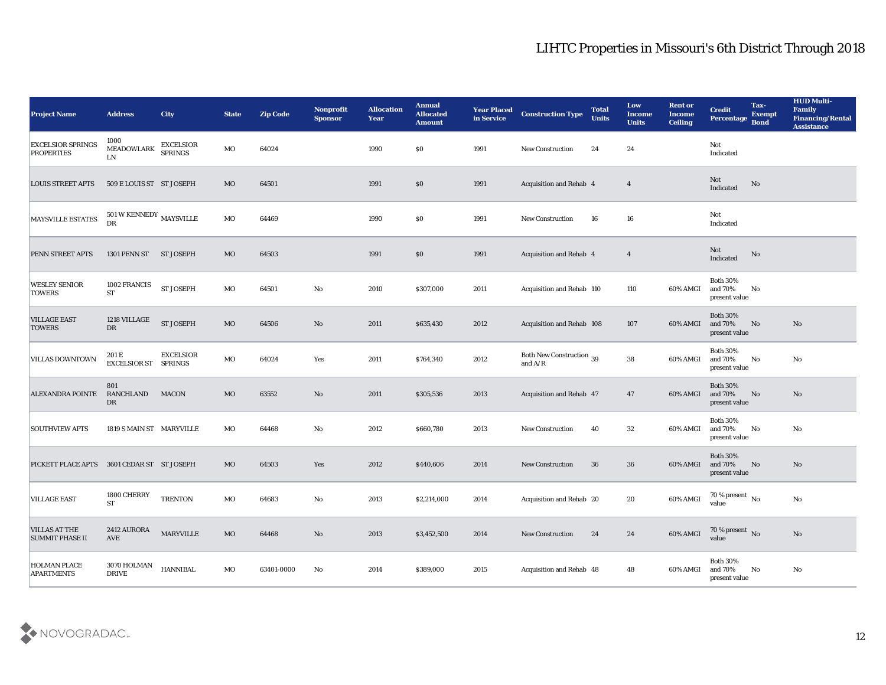# LIHTC Properties in Missouri's 6th District Through 2018

| Project Name | Address | City | State | Zip Code | Nonprofit Sponsor | Allocation Year | Annual Allocated Amount | Year Placed in Service | Construction Type | Total Units | Low Income Units | Rent or Income Ceiling | Credit Percentage | Tax-Exempt Bond | HUD Multi-Family Financing/Rental Assistance |
|---|---|---|---|---|---|---|---|---|---|---|---|---|---|---|---|
| EXCELSIOR SPRINGS PROPERTIES | 1000 MEADOWLARK LN | EXCELSIOR SPRINGS | MO | 64024 | | 1990 | $0 | 1991 | New Construction | 24 | 24 | | Not Indicated | | |
| LOUIS STREET APTS | 509 E LOUIS ST | ST JOSEPH | MO | 64501 | | 1991 | $0 | 1991 | Acquisition and Rehab | 4 | 4 | | Not Indicated | No | |
| MAYSVILLE ESTATES | 501 W KENNEDY DR | MAYSVILLE | MO | 64469 | | 1990 | $0 | 1991 | New Construction | 16 | 16 | | Not Indicated | | |
| PENN STREET APTS | 1301 PENN ST | ST JOSEPH | MO | 64503 | | 1991 | $0 | 1991 | Acquisition and Rehab | 4 | 4 | | Not Indicated | No | |
| WESLEY SENIOR TOWERS | 1002 FRANCIS ST | ST JOSEPH | MO | 64501 | No | 2010 | $307,000 | 2011 | Acquisition and Rehab | 110 | 110 | 60% AMGI | Both 30% and 70% present value | No | |
| VILLAGE EAST TOWERS | 1218 VILLAGE DR | ST JOSEPH | MO | 64506 | No | 2011 | $635,430 | 2012 | Acquisition and Rehab | 108 | 107 | 60% AMGI | Both 30% and 70% present value | No | No |
| VILLAS DOWNTOWN | 201 E EXCELSIOR ST | EXCELSIOR SPRINGS | MO | 64024 | Yes | 2011 | $764,340 | 2012 | Both New Construction and A/R | 39 | 38 | 60% AMGI | Both 30% and 70% present value | No | No |
| ALEXANDRA POINTE | 801 RANCHLAND DR | MACON | MO | 63552 | No | 2011 | $305,536 | 2013 | Acquisition and Rehab | 47 | 47 | 60% AMGI | Both 30% and 70% present value | No | No |
| SOUTHVIEW APTS | 1819 S MAIN ST | MARYVILLE | MO | 64468 | No | 2012 | $660,780 | 2013 | New Construction | 40 | 32 | 60% AMGI | Both 30% and 70% present value | No | No |
| PICKETT PLACE APTS | 3601 CEDAR ST | ST JOSEPH | MO | 64503 | Yes | 2012 | $440,606 | 2014 | New Construction | 36 | 36 | 60% AMGI | Both 30% and 70% present value | No | No |
| VILLAGE EAST | 1800 CHERRY ST | TRENTON | MO | 64683 | No | 2013 | $2,214,000 | 2014 | Acquisition and Rehab | 20 | 20 | 60% AMGI | 70 % present value | No | No |
| VILLAS AT THE SUMMIT PHASE II | 2412 AURORA AVE | MARYVILLE | MO | 64468 | No | 2013 | $3,452,500 | 2014 | New Construction | 24 | 24 | 60% AMGI | 70 % present value | No | No |
| HOLMAN PLACE APARTMENTS | 3070 HOLMAN DRIVE | HANNIBAL | MO | 63401-0000 | No | 2014 | $389,000 | 2015 | Acquisition and Rehab | 48 | 48 | 60% AMGI | Both 30% and 70% present value | No | No |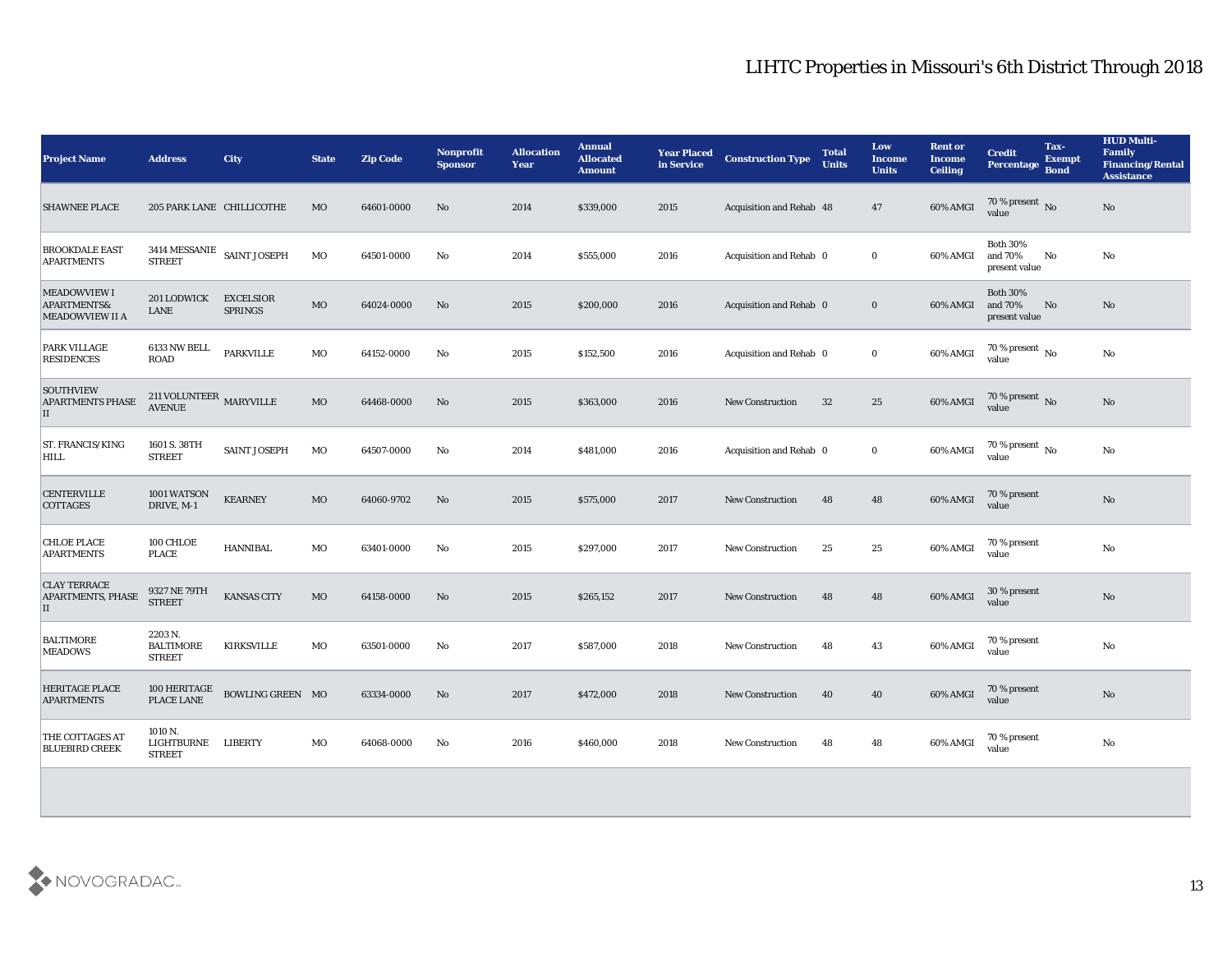# LIHTC Properties in Missouri's 6th District Through 2018

| Project Name | Address | City | State | Zip Code | Nonprofit Sponsor | Allocation Year | Annual Allocated Amount | Year Placed in Service | Construction Type | Total Units | Low Income Units | Rent or Income Ceiling | Credit Percentage | Tax-Exempt Bond | HUD Multi-Family Financing/Rental Assistance |
|---|---|---|---|---|---|---|---|---|---|---|---|---|---|---|---|
| SHAWNEE PLACE | 205 PARK LANE | CHILLICOTHE | MO | 64601-0000 | No | 2014 | $339,000 | 2015 | Acquisition and Rehab | 48 | 47 | 60% AMGI | 70 % present value | No | No |
| BROOKDALE EAST APARTMENTS | 3414 MESSANIE STREET | SAINT JOSEPH | MO | 64501-0000 | No | 2014 | $555,000 | 2016 | Acquisition and Rehab | 0 | 0 | 60% AMGI | Both 30% and 70% present value | No | No |
| MEADOWVIEW I APARTMENTS& MEADOWVIEW II A | 201 LODWICK LANE | EXCELSIOR SPRINGS | MO | 64024-0000 | No | 2015 | $200,000 | 2016 | Acquisition and Rehab | 0 | 0 | 60% AMGI | Both 30% and 70% present value | No | No |
| PARK VILLAGE RESIDENCES | 6133 NW BELL ROAD | PARKVILLE | MO | 64152-0000 | No | 2015 | $152,500 | 2016 | Acquisition and Rehab | 0 | 0 | 60% AMGI | 70 % present value | No | No |
| SOUTHVIEW APARTMENTS PHASE II | 211 VOLUNTEER AVENUE | MARYVILLE | MO | 64468-0000 | No | 2015 | $363,000 | 2016 | New Construction | 32 | 25 | 60% AMGI | 70 % present value | No | No |
| ST. FRANCIS/KING HILL | 1601 S. 38TH STREET | SAINT JOSEPH | MO | 64507-0000 | No | 2014 | $481,000 | 2016 | Acquisition and Rehab | 0 | 0 | 60% AMGI | 70 % present value | No | No |
| CENTERVILLE COTTAGES | 1001 WATSON DRIVE, M-1 | KEARNEY | MO | 64060-9702 | No | 2015 | $575,000 | 2017 | New Construction | 48 | 48 | 60% AMGI | 70 % present value | | No |
| CHLOE PLACE APARTMENTS | 100 CHLOE PLACE | HANNIBAL | MO | 63401-0000 | No | 2015 | $297,000 | 2017 | New Construction | 25 | 25 | 60% AMGI | 70 % present value | | No |
| CLAY TERRACE APARTMENTS, PHASE II | 9327 NE 79TH STREET | KANSAS CITY | MO | 64158-0000 | No | 2015 | $265,152 | 2017 | New Construction | 48 | 48 | 60% AMGI | 30 % present value | | No |
| BALTIMORE MEADOWS | 2203 N. BALTIMORE STREET | KIRKSVILLE | MO | 63501-0000 | No | 2017 | $587,000 | 2018 | New Construction | 48 | 43 | 60% AMGI | 70 % present value | | No |
| HERITAGE PLACE APARTMENTS | 100 HERITAGE PLACE LANE | BOWLING GREEN | MO | 63334-0000 | No | 2017 | $472,000 | 2018 | New Construction | 40 | 40 | 60% AMGI | 70 % present value | | No |
| THE COTTAGES AT BLUEBIRD CREEK | 1010 N. LIGHTBURNE STREET | LIBERTY | MO | 64068-0000 | No | 2016 | $460,000 | 2018 | New Construction | 48 | 48 | 60% AMGI | 70 % present value | | No |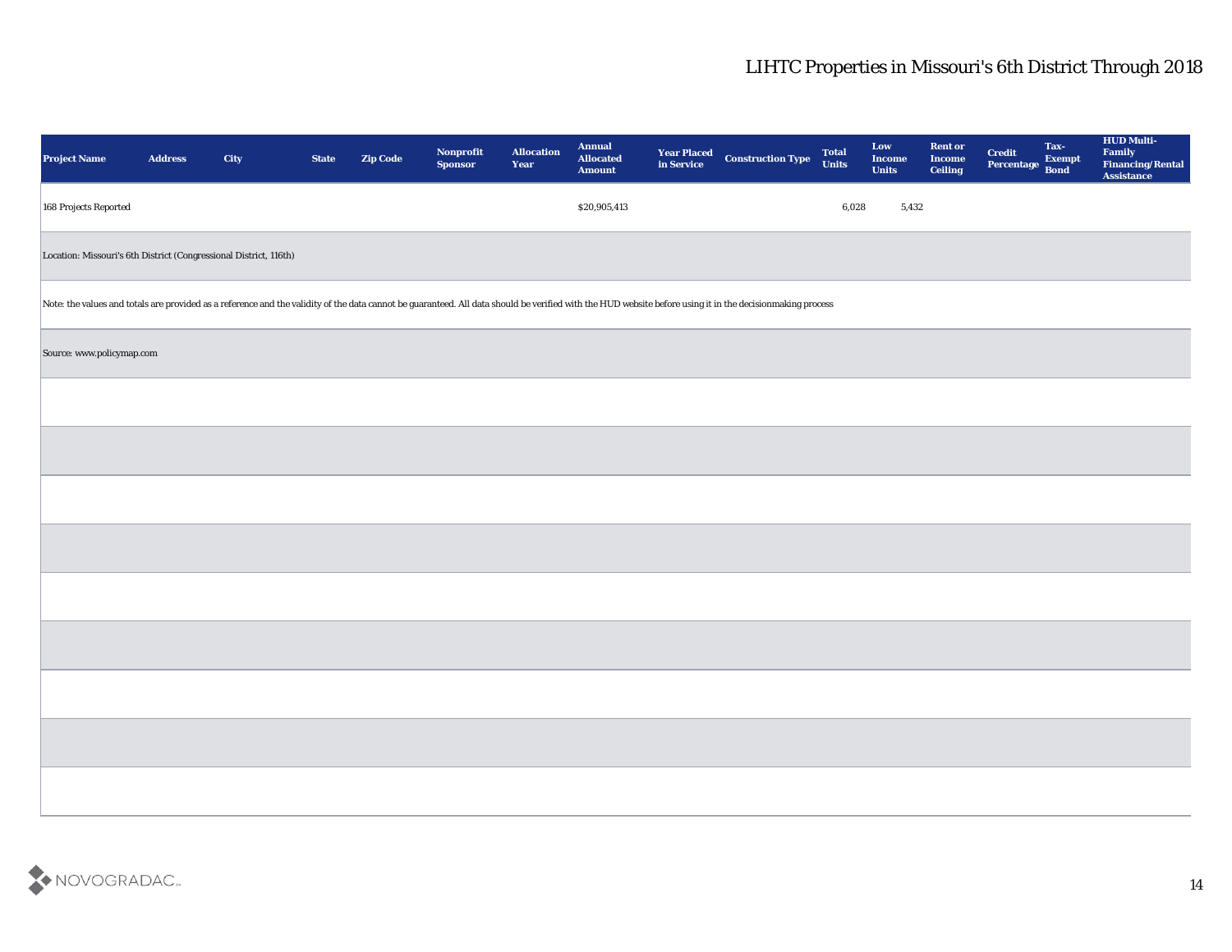# LIHTC Properties in Missouri's 6th District Through 2018

| Project Name | Address | City | State | Zip Code | Nonprofit Sponsor | Allocation Year | Annual Allocated Amount | Year Placed in Service | Construction Type | Total Units | Low Income Units | Rent or Income Ceiling | Credit Percentage | Tax-Exempt Bond | HUD Multi-Family Financing/Rental Assistance |
|---|---|---|---|---|---|---|---|---|---|---|---|---|---|---|---|
| 168 Projects Reported | | | | | | | $20,905,413 | | | 6,028 | 5,432 | | | | |
| Location: Missouri's 6th District (Congressional District, 116th) | | | | | | | | | | | | | | | |
| Note: the values and totals are provided as a reference and the validity of the data cannot be guaranteed. All data should be verified with the HUD website before using it in the decisionmaking process | | | | | | | | | | | | | | | |
| Source: www.policymap.com | | | | | | | | | | | | | | | |